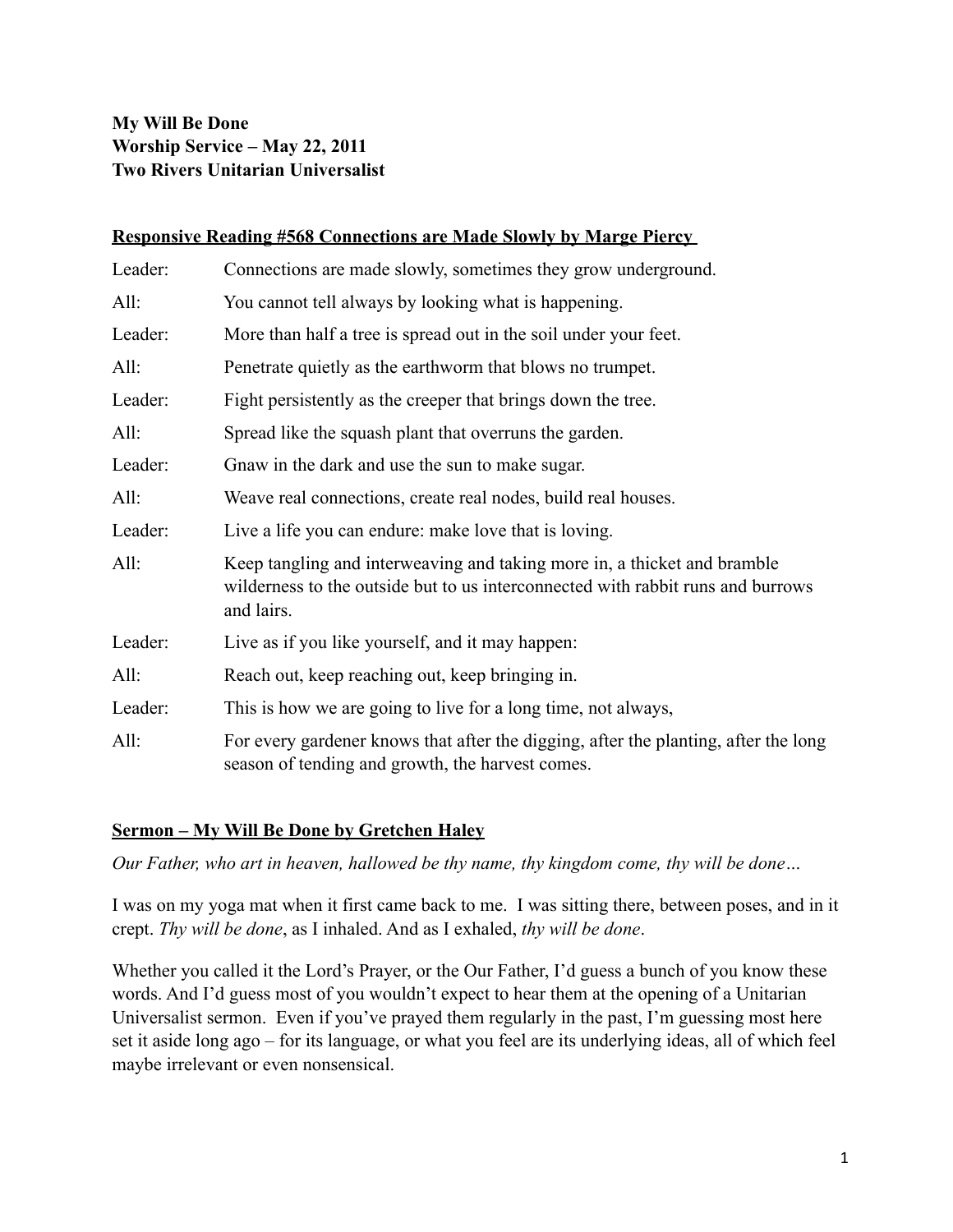**My Will Be Done**
**Worship Service – May 22, 2011**
**Two Rivers Unitarian Universalist**

## Responsive Reading #568 Connections are Made Slowly by Marge Piercy

| | |
|---|---|
| Leader: | Connections are made slowly, sometimes they grow underground. |
| All: | You cannot tell always by looking what is happening. |
| Leader: | More than half a tree is spread out in the soil under your feet. |
| All: | Penetrate quietly as the earthworm that blows no trumpet. |
| Leader: | Fight persistently as the creeper that brings down the tree. |
| All: | Spread like the squash plant that overruns the garden. |
| Leader: | Gnaw in the dark and use the sun to make sugar. |
| All: | Weave real connections, create real nodes, build real houses. |
| Leader: | Live a life you can endure: make love that is loving. |
| All: | Keep tangling and interweaving and taking more in, a thicket and bramble wilderness to the outside but to us interconnected with rabbit runs and burrows and lairs. |
| Leader: | Live as if you like yourself, and it may happen: |
| All: | Reach out, keep reaching out, keep bringing in. |
| Leader: | This is how we are going to live for a long time, not always, |
| All: | For every gardener knows that after the digging, after the planting, after the long season of tending and growth, the harvest comes. |

## Sermon – My Will Be Done by Gretchen Haley

*Our Father, who art in heaven, hallowed be thy name, thy kingdom come, thy will be done…*

I was on my yoga mat when it first came back to me. I was sitting there, between poses, and in it crept. *Thy will be done*, as I inhaled. And as I exhaled, *thy will be done*.

Whether you called it the Lord's Prayer, or the Our Father, I'd guess a bunch of you know these words. And I'd guess most of you wouldn't expect to hear them at the opening of a Unitarian Universalist sermon. Even if you've prayed them regularly in the past, I'm guessing most here set it aside long ago – for its language, or what you feel are its underlying ideas, all of which feel maybe irrelevant or even nonsensical.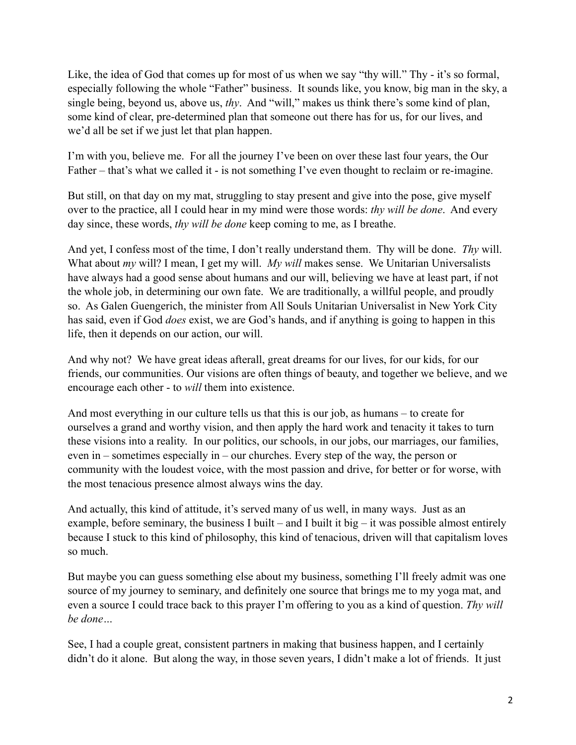Like, the idea of God that comes up for most of us when we say "thy will." Thy - it's so formal, especially following the whole "Father" business. It sounds like, you know, big man in the sky, a single being, beyond us, above us, *thy*. And "will," makes us think there's some kind of plan, some kind of clear, pre-determined plan that someone out there has for us, for our lives, and we'd all be set if we just let that plan happen.

I'm with you, believe me. For all the journey I've been on over these last four years, the Our Father – that's what we called it - is not something I've even thought to reclaim or re-imagine.

But still, on that day on my mat, struggling to stay present and give into the pose, give myself over to the practice, all I could hear in my mind were those words: *thy will be done*. And every day since, these words, *thy will be done* keep coming to me, as I breathe.

And yet, I confess most of the time, I don't really understand them. Thy will be done. *Thy* will. What about *my* will? I mean, I get my will. *My will* makes sense. We Unitarian Universalists have always had a good sense about humans and our will, believing we have at least part, if not the whole job, in determining our own fate. We are traditionally, a willful people, and proudly so. As Galen Guengerich, the minister from All Souls Unitarian Universalist in New York City has said, even if God *does* exist, we are God's hands, and if anything is going to happen in this life, then it depends on our action, our will.

And why not? We have great ideas afterall, great dreams for our lives, for our kids, for our friends, our communities. Our visions are often things of beauty, and together we believe, and we encourage each other - to *will* them into existence.

And most everything in our culture tells us that this is our job, as humans – to create for ourselves a grand and worthy vision, and then apply the hard work and tenacity it takes to turn these visions into a reality. In our politics, our schools, in our jobs, our marriages, our families, even in – sometimes especially in – our churches. Every step of the way, the person or community with the loudest voice, with the most passion and drive, for better or for worse, with the most tenacious presence almost always wins the day.

And actually, this kind of attitude, it's served many of us well, in many ways. Just as an example, before seminary, the business I built – and I built it big – it was possible almost entirely because I stuck to this kind of philosophy, this kind of tenacious, driven will that capitalism loves so much.

But maybe you can guess something else about my business, something I'll freely admit was one source of my journey to seminary, and definitely one source that brings me to my yoga mat, and even a source I could trace back to this prayer I'm offering to you as a kind of question. *Thy will be done…*

See, I had a couple great, consistent partners in making that business happen, and I certainly didn't do it alone. But along the way, in those seven years, I didn't make a lot of friends. It just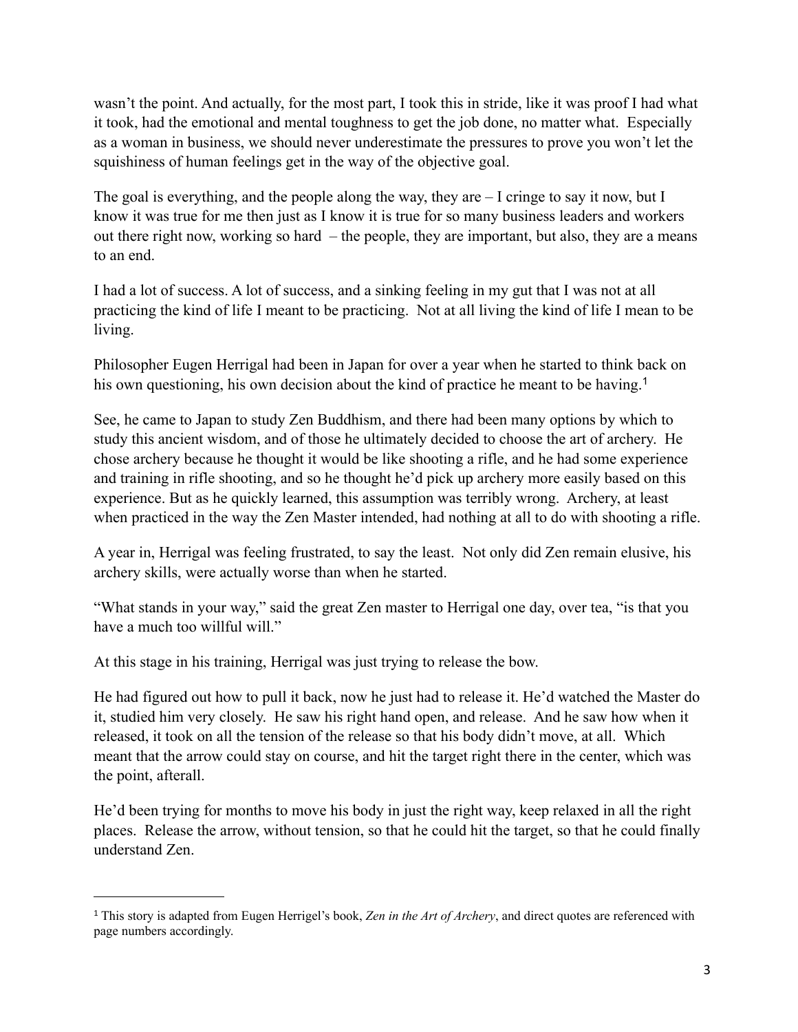wasn't the point. And actually, for the most part, I took this in stride, like it was proof I had what it took, had the emotional and mental toughness to get the job done, no matter what. Especially as a woman in business, we should never underestimate the pressures to prove you won't let the squishiness of human feelings get in the way of the objective goal.

The goal is everything, and the people along the way, they are – I cringe to say it now, but I know it was true for me then just as I know it is true for so many business leaders and workers out there right now, working so hard – the people, they are important, but also, they are a means to an end.

I had a lot of success. A lot of success, and a sinking feeling in my gut that I was not at all practicing the kind of life I meant to be practicing. Not at all living the kind of life I mean to be living.

Philosopher Eugen Herrigal had been in Japan for over a year when he started to think back on his own questioning, his own decision about the kind of practice he meant to be having.[1]

See, he came to Japan to study Zen Buddhism, and there had been many options by which to study this ancient wisdom, and of those he ultimately decided to choose the art of archery. He chose archery because he thought it would be like shooting a rifle, and he had some experience and training in rifle shooting, and so he thought he'd pick up archery more easily based on this experience. But as he quickly learned, this assumption was terribly wrong. Archery, at least when practiced in the way the Zen Master intended, had nothing at all to do with shooting a rifle.

A year in, Herrigal was feeling frustrated, to say the least. Not only did Zen remain elusive, his archery skills, were actually worse than when he started.

"What stands in your way," said the great Zen master to Herrigal one day, over tea, "is that you have a much too willful will."

At this stage in his training, Herrigal was just trying to release the bow.

He had figured out how to pull it back, now he just had to release it. He'd watched the Master do it, studied him very closely. He saw his right hand open, and release. And he saw how when it released, it took on all the tension of the release so that his body didn't move, at all. Which meant that the arrow could stay on course, and hit the target right there in the center, which was the point, afterall.

He'd been trying for months to move his body in just the right way, keep relaxed in all the right places. Release the arrow, without tension, so that he could hit the target, so that he could finally understand Zen.

---

[1] This story is adapted from Eugen Herrigel's book, *Zen in the Art of Archery*, and direct quotes are referenced with page numbers accordingly.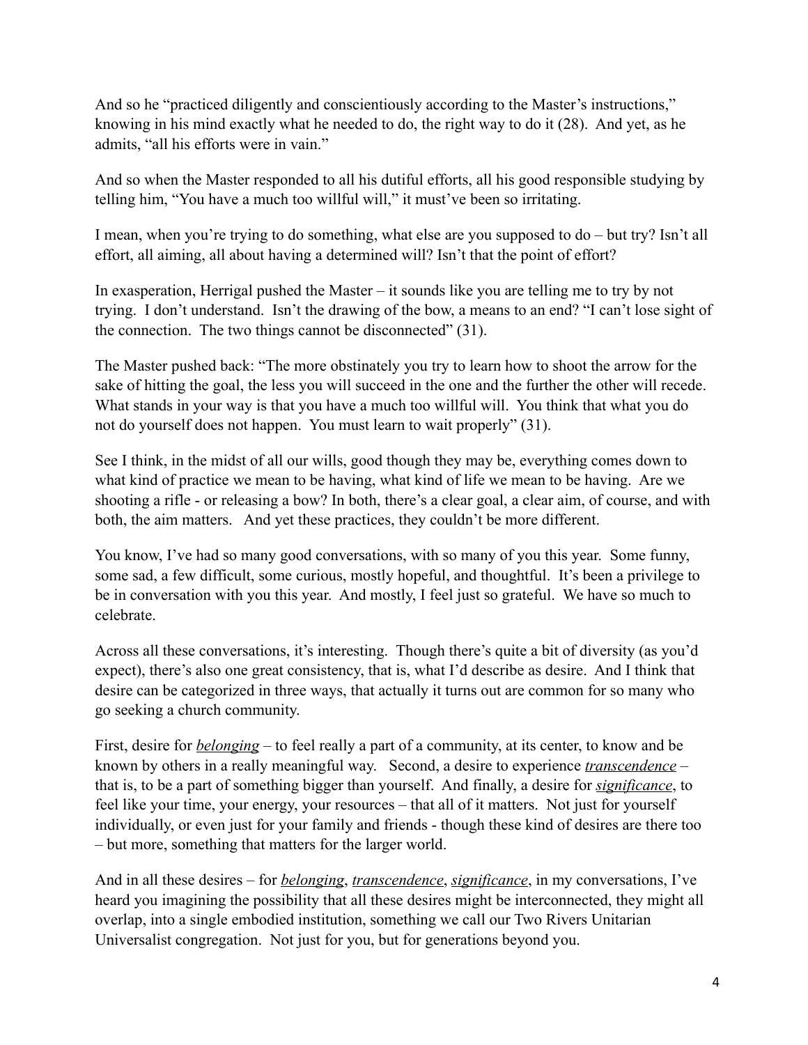And so he "practiced diligently and conscientiously according to the Master's instructions," knowing in his mind exactly what he needed to do, the right way to do it (28). And yet, as he admits, "all his efforts were in vain."

And so when the Master responded to all his dutiful efforts, all his good responsible studying by telling him, "You have a much too willful will," it must've been so irritating.

I mean, when you're trying to do something, what else are you supposed to do – but try? Isn't all effort, all aiming, all about having a determined will? Isn't that the point of effort?

In exasperation, Herrigal pushed the Master – it sounds like you are telling me to try by not trying. I don't understand. Isn't the drawing of the bow, a means to an end? "I can't lose sight of the connection. The two things cannot be disconnected" (31).

The Master pushed back: "The more obstinately you try to learn how to shoot the arrow for the sake of hitting the goal, the less you will succeed in the one and the further the other will recede. What stands in your way is that you have a much too willful will. You think that what you do not do yourself does not happen. You must learn to wait properly" (31).

See I think, in the midst of all our wills, good though they may be, everything comes down to what kind of practice we mean to be having, what kind of life we mean to be having. Are we shooting a rifle - or releasing a bow? In both, there's a clear goal, a clear aim, of course, and with both, the aim matters. And yet these practices, they couldn't be more different.

You know, I've had so many good conversations, with so many of you this year. Some funny, some sad, a few difficult, some curious, mostly hopeful, and thoughtful. It's been a privilege to be in conversation with you this year. And mostly, I feel just so grateful. We have so much to celebrate.

Across all these conversations, it's interesting. Though there's quite a bit of diversity (as you'd expect), there's also one great consistency, that is, what I'd describe as desire. And I think that desire can be categorized in three ways, that actually it turns out are common for so many who go seeking a church community.

First, desire for <u>*belonging*</u> – to feel really a part of a community, at its center, to know and be known by others in a really meaningful way. Second, a desire to experience <u>*transcendence*</u> – that is, to be a part of something bigger than yourself. And finally, a desire for <u>*significance*</u>, to feel like your time, your energy, your resources – that all of it matters. Not just for yourself individually, or even just for your family and friends - though these kind of desires are there too – but more, something that matters for the larger world.

And in all these desires – for <u>*belonging*</u>, <u>*transcendence*</u>, <u>*significance*</u>, in my conversations, I've heard you imagining the possibility that all these desires might be interconnected, they might all overlap, into a single embodied institution, something we call our Two Rivers Unitarian Universalist congregation. Not just for you, but for generations beyond you.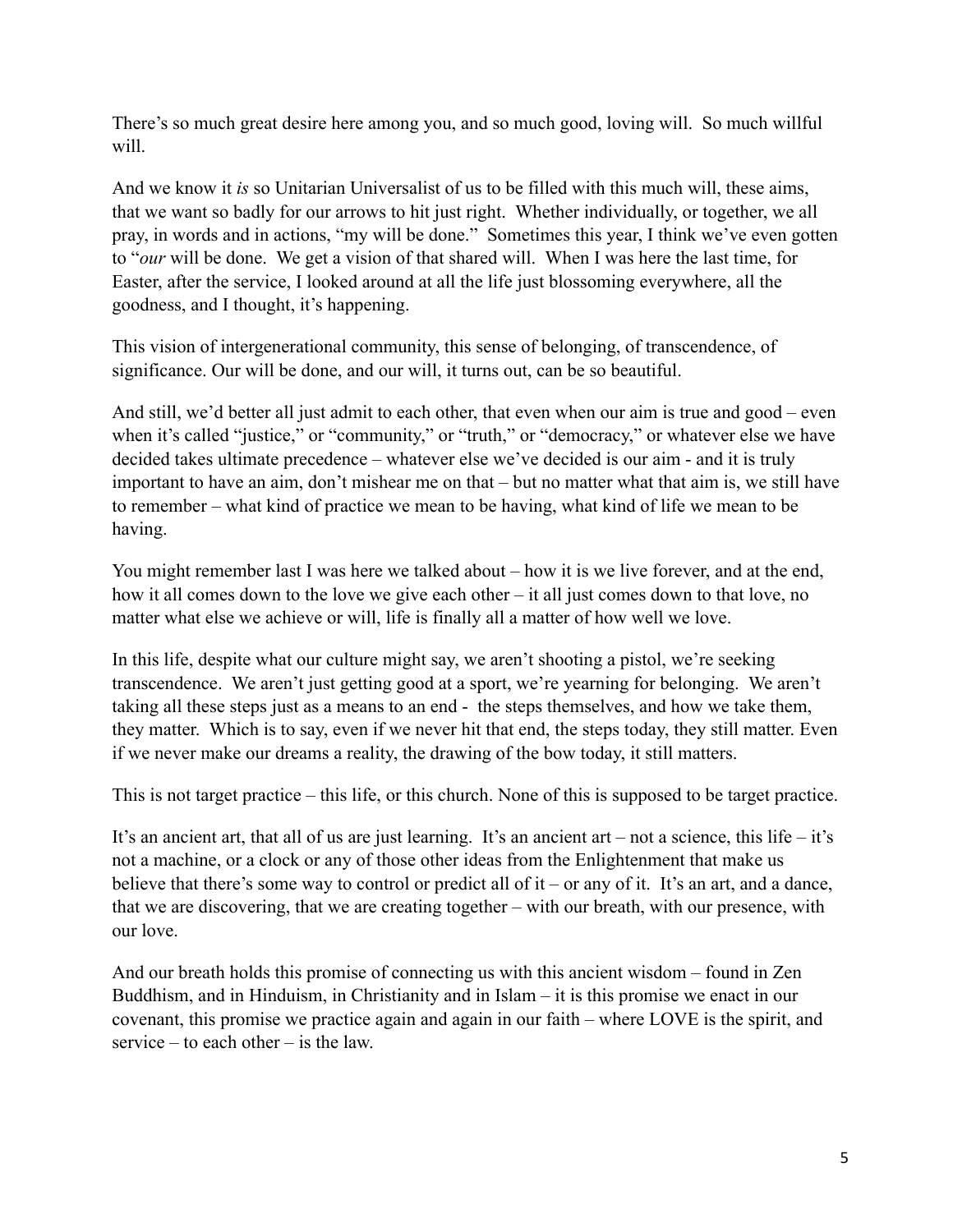There's so much great desire here among you, and so much good, loving will. So much willful will.

And we know it *is* so Unitarian Universalist of us to be filled with this much will, these aims, that we want so badly for our arrows to hit just right. Whether individually, or together, we all pray, in words and in actions, "my will be done." Sometimes this year, I think we've even gotten to "*our* will be done. We get a vision of that shared will. When I was here the last time, for Easter, after the service, I looked around at all the life just blossoming everywhere, all the goodness, and I thought, it's happening.

This vision of intergenerational community, this sense of belonging, of transcendence, of significance. Our will be done, and our will, it turns out, can be so beautiful.

And still, we'd better all just admit to each other, that even when our aim is true and good – even when it's called "justice," or "community," or "truth," or "democracy," or whatever else we have decided takes ultimate precedence – whatever else we've decided is our aim - and it is truly important to have an aim, don't mishear me on that – but no matter what that aim is, we still have to remember – what kind of practice we mean to be having, what kind of life we mean to be having.

You might remember last I was here we talked about – how it is we live forever, and at the end, how it all comes down to the love we give each other – it all just comes down to that love, no matter what else we achieve or will, life is finally all a matter of how well we love.

In this life, despite what our culture might say, we aren't shooting a pistol, we're seeking transcendence. We aren't just getting good at a sport, we're yearning for belonging. We aren't taking all these steps just as a means to an end - the steps themselves, and how we take them, they matter. Which is to say, even if we never hit that end, the steps today, they still matter. Even if we never make our dreams a reality, the drawing of the bow today, it still matters.

This is not target practice – this life, or this church. None of this is supposed to be target practice.

It's an ancient art, that all of us are just learning. It's an ancient art – not a science, this life – it's not a machine, or a clock or any of those other ideas from the Enlightenment that make us believe that there's some way to control or predict all of it – or any of it. It's an art, and a dance, that we are discovering, that we are creating together – with our breath, with our presence, with our love.

And our breath holds this promise of connecting us with this ancient wisdom – found in Zen Buddhism, and in Hinduism, in Christianity and in Islam – it is this promise we enact in our covenant, this promise we practice again and again in our faith – where LOVE is the spirit, and service – to each other – is the law.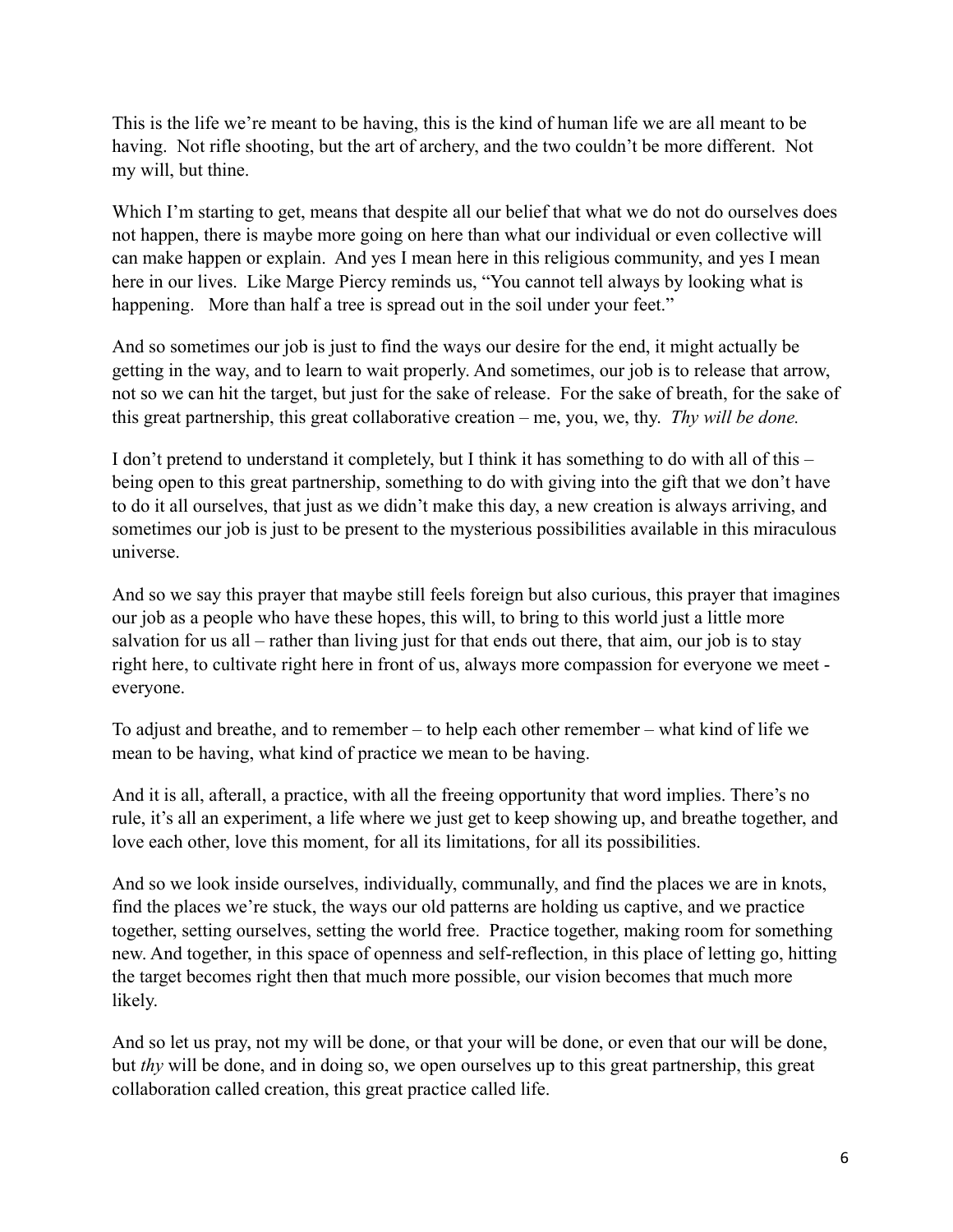This is the life we're meant to be having, this is the kind of human life we are all meant to be having. Not rifle shooting, but the art of archery, and the two couldn't be more different. Not my will, but thine.

Which I'm starting to get, means that despite all our belief that what we do not do ourselves does not happen, there is maybe more going on here than what our individual or even collective will can make happen or explain. And yes I mean here in this religious community, and yes I mean here in our lives. Like Marge Piercy reminds us, "You cannot tell always by looking what is happening. More than half a tree is spread out in the soil under your feet."

And so sometimes our job is just to find the ways our desire for the end, it might actually be getting in the way, and to learn to wait properly. And sometimes, our job is to release that arrow, not so we can hit the target, but just for the sake of release. For the sake of breath, for the sake of this great partnership, this great collaborative creation – me, you, we, thy. *Thy will be done.*

I don't pretend to understand it completely, but I think it has something to do with all of this – being open to this great partnership, something to do with giving into the gift that we don't have to do it all ourselves, that just as we didn't make this day, a new creation is always arriving, and sometimes our job is just to be present to the mysterious possibilities available in this miraculous universe.

And so we say this prayer that maybe still feels foreign but also curious, this prayer that imagines our job as a people who have these hopes, this will, to bring to this world just a little more salvation for us all – rather than living just for that ends out there, that aim, our job is to stay right here, to cultivate right here in front of us, always more compassion for everyone we meet - everyone.

To adjust and breathe, and to remember – to help each other remember – what kind of life we mean to be having, what kind of practice we mean to be having.

And it is all, afterall, a practice, with all the freeing opportunity that word implies. There's no rule, it's all an experiment, a life where we just get to keep showing up, and breathe together, and love each other, love this moment, for all its limitations, for all its possibilities.

And so we look inside ourselves, individually, communally, and find the places we are in knots, find the places we're stuck, the ways our old patterns are holding us captive, and we practice together, setting ourselves, setting the world free. Practice together, making room for something new. And together, in this space of openness and self-reflection, in this place of letting go, hitting the target becomes right then that much more possible, our vision becomes that much more likely.

And so let us pray, not my will be done, or that your will be done, or even that our will be done, but *thy* will be done, and in doing so, we open ourselves up to this great partnership, this great collaboration called creation, this great practice called life.